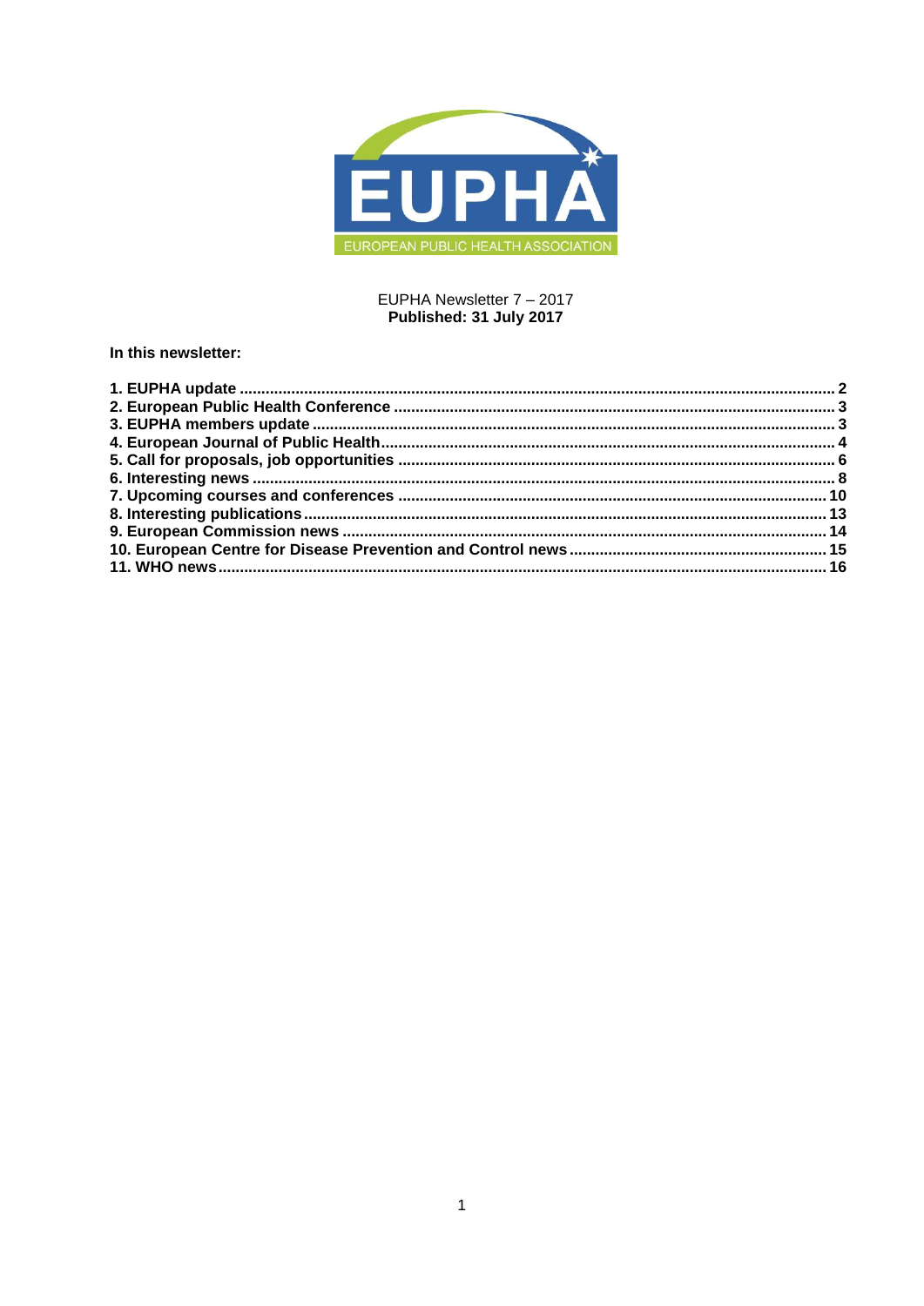EUPHA Newsletter 7 – 2017
**Published: 31 July 2017**

**In this newsletter:**

**1. EUPHA update ........................................................................................................................ 2**
**2. European Public Health Conference ..................................................................................... 3**
**3. EUPHA members update ....................................................................................................... 3**
**4. European Journal of Public Health......................................................................................... 4**
**5. Call for proposals, job opportunities .................................................................................... 6**
**6. Interesting news ..................................................................................................................... 8**
**7. Upcoming courses and conferences .................................................................................. 10**
**8. Interesting publications....................................................................................................... 13**
**9. European Commission news ............................................................................................... 14**
**10. European Centre for Disease Prevention and Control news ........................................... 15**
**11. WHO news............................................................................................................................ 16**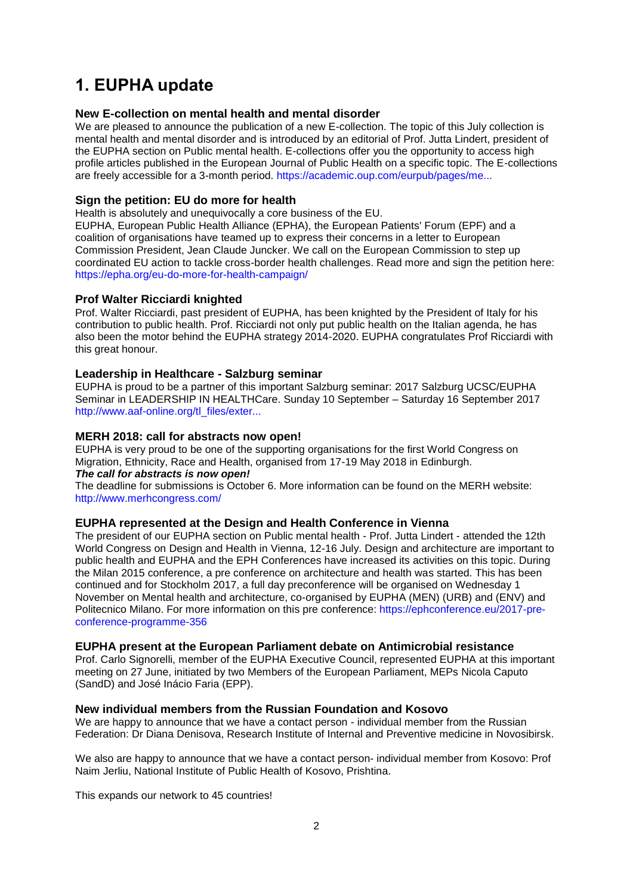# 1. EUPHA update

### New E-collection on mental health and mental disorder

We are pleased to announce the publication of a new E-collection. The topic of this July collection is mental health and mental disorder and is introduced by an editorial of Prof. Jutta Lindert, president of the EUPHA section on Public mental health. E-collections offer you the opportunity to access high profile articles published in the European Journal of Public Health on a specific topic. The E-collections are freely accessible for a 3-month period. https://academic.oup.com/eurpub/pages/me...

### Sign the petition: EU do more for health

Health is absolutely and unequivocally a core business of the EU.

EUPHA, European Public Health Alliance (EPHA), the European Patients' Forum (EPF) and a coalition of organisations have teamed up to express their concerns in a letter to European Commission President, Jean Claude Juncker. We call on the European Commission to step up coordinated EU action to tackle cross-border health challenges. Read more and sign the petition here: https://epha.org/eu-do-more-for-health-campaign/

### Prof Walter Ricciardi knighted

Prof. Walter Ricciardi, past president of EUPHA, has been knighted by the President of Italy for his contribution to public health. Prof. Ricciardi not only put public health on the Italian agenda, he has also been the motor behind the EUPHA strategy 2014-2020. EUPHA congratulates Prof Ricciardi with this great honour.

### Leadership in Healthcare - Salzburg seminar

EUPHA is proud to be a partner of this important Salzburg seminar: 2017 Salzburg UCSC/EUPHA Seminar in LEADERSHIP IN HEALTHCare. Sunday 10 September – Saturday 16 September 2017 http://www.aaf-online.org/tl_files/exter...

### MERH 2018: call for abstracts now open!

EUPHA is very proud to be one of the supporting organisations for the first World Congress on Migration, Ethnicity, Race and Health, organised from 17-19 May 2018 in Edinburgh.

***The call for abstracts is now open!***

The deadline for submissions is October 6. More information can be found on the MERH website: http://www.merhcongress.com/

### EUPHA represented at the Design and Health Conference in Vienna

The president of our EUPHA section on Public mental health - Prof. Jutta Lindert - attended the 12th World Congress on Design and Health in Vienna, 12-16 July. Design and architecture are important to public health and EUPHA and the EPH Conferences have increased its activities on this topic. During the Milan 2015 conference, a pre conference on architecture and health was started. This has been continued and for Stockholm 2017, a full day preconference will be organised on Wednesday 1 November on Mental health and architecture, co-organised by EUPHA (MEN) (URB) and (ENV) and Politecnico Milano. For more information on this pre conference: https://ephconference.eu/2017-pre-conference-programme-356

### EUPHA present at the European Parliament debate on Antimicrobial resistance

Prof. Carlo Signorelli, member of the EUPHA Executive Council, represented EUPHA at this important meeting on 27 June, initiated by two Members of the European Parliament, MEPs Nicola Caputo (SandD) and José Inácio Faria (EPP).

### New individual members from the Russian Foundation and Kosovo

We are happy to announce that we have a contact person - individual member from the Russian Federation: Dr Diana Denisova, Research Institute of Internal and Preventive medicine in Novosibirsk.

We also are happy to announce that we have a contact person- individual member from Kosovo: Prof Naim Jerliu, National Institute of Public Health of Kosovo, Prishtina.

This expands our network to 45 countries!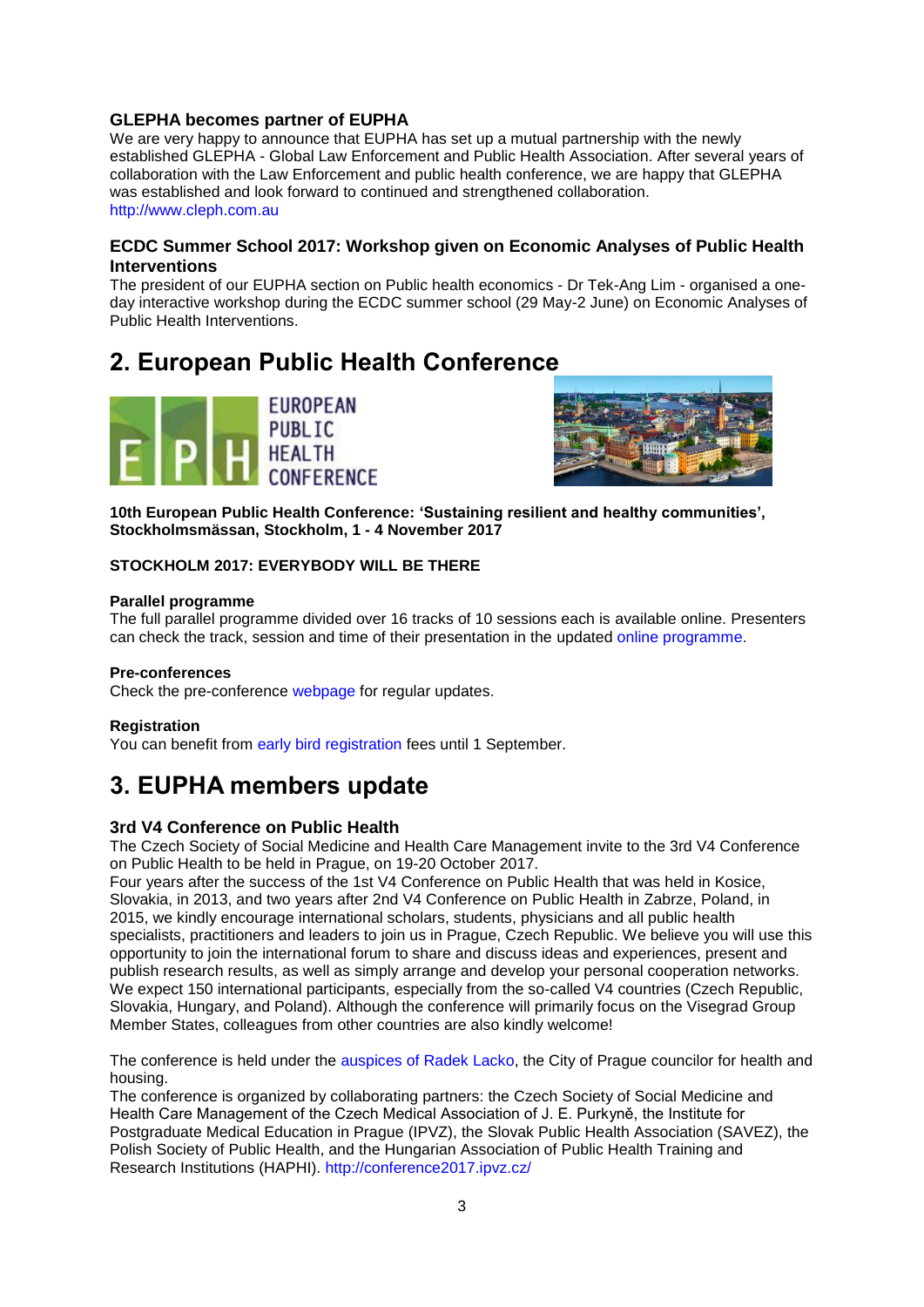### GLEPHA becomes partner of EUPHA

We are very happy to announce that EUPHA has set up a mutual partnership with the newly established GLEPHA - Global Law Enforcement and Public Health Association. After several years of collaboration with the Law Enforcement and public health conference, we are happy that GLEPHA was established and look forward to continued and strengthened collaboration.
http://www.cleph.com.au

### ECDC Summer School 2017: Workshop given on Economic Analyses of Public Health Interventions

The president of our EUPHA section on Public health economics - Dr Tek-Ang Lim - organised a one-day interactive workshop during the ECDC summer school (29 May-2 June) on Economic Analyses of Public Health Interventions.

## 2. European Public Health Conference

**10th European Public Health Conference: 'Sustaining resilient and healthy communities', Stockholmsmässan, Stockholm, 1 - 4 November 2017**

**STOCKHOLM 2017: EVERYBODY WILL BE THERE**

**Parallel programme**

The full parallel programme divided over 16 tracks of 10 sessions each is available online. Presenters can check the track, session and time of their presentation in the updated online programme.

**Pre-conferences**

Check the pre-conference webpage for regular updates.

**Registration**

You can benefit from early bird registration fees until 1 September.

## 3. EUPHA members update

### 3rd V4 Conference on Public Health

The Czech Society of Social Medicine and Health Care Management invite to the 3rd V4 Conference on Public Health to be held in Prague, on 19-20 October 2017.
Four years after the success of the 1st V4 Conference on Public Health that was held in Kosice, Slovakia, in 2013, and two years after 2nd V4 Conference on Public Health in Zabrze, Poland, in 2015, we kindly encourage international scholars, students, physicians and all public health specialists, practitioners and leaders to join us in Prague, Czech Republic. We believe you will use this opportunity to join the international forum to share and discuss ideas and experiences, present and publish research results, as well as simply arrange and develop your personal cooperation networks. We expect 150 international participants, especially from the so-called V4 countries (Czech Republic, Slovakia, Hungary, and Poland). Although the conference will primarily focus on the Visegrad Group Member States, colleagues from other countries are also kindly welcome!

The conference is held under the auspices of Radek Lacko, the City of Prague councilor for health and housing.
The conference is organized by collaborating partners: the Czech Society of Social Medicine and Health Care Management of the Czech Medical Association of J. E. Purkyně, the Institute for Postgraduate Medical Education in Prague (IPVZ), the Slovak Public Health Association (SAVEZ), the Polish Society of Public Health, and the Hungarian Association of Public Health Training and Research Institutions (HAPHI). http://conference2017.ipvz.cz/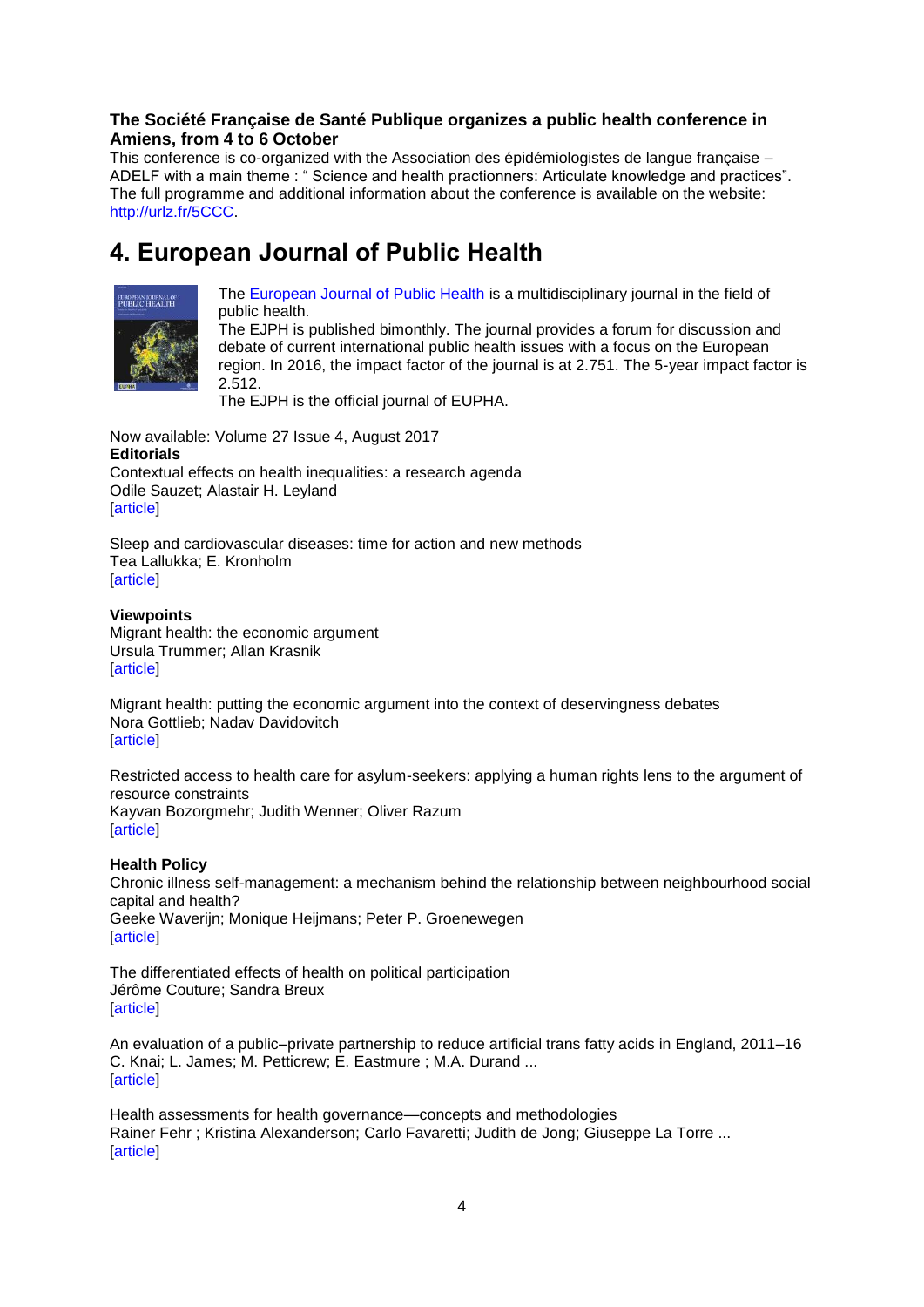**The Société Française de Santé Publique organizes a public health conference in Amiens, from 4 to 6 October**

This conference is co-organized with the Association des épidémiologistes de langue française – ADELF with a main theme : " Science and health practionners: Articulate knowledge and practices". The full programme and additional information about the conference is available on the website: http://urlz.fr/5CCC.

# 4. European Journal of Public Health

The European Journal of Public Health is a multidisciplinary journal in the field of public health.

The EJPH is published bimonthly. The journal provides a forum for discussion and debate of current international public health issues with a focus on the European region. In 2016, the impact factor of the journal is at 2.751. The 5-year impact factor is 2.512.

The EJPH is the official journal of EUPHA.

Now available: Volume 27 Issue 4, August 2017

**Editorials**

Contextual effects on health inequalities: a research agenda
Odile Sauzet; Alastair H. Leyland
[article]

Sleep and cardiovascular diseases: time for action and new methods
Tea Lallukka; E. Kronholm
[article]

**Viewpoints**

Migrant health: the economic argument
Ursula Trummer; Allan Krasnik
[article]

Migrant health: putting the economic argument into the context of deservingness debates
Nora Gottlieb; Nadav Davidovitch
[article]

Restricted access to health care for asylum-seekers: applying a human rights lens to the argument of resource constraints
Kayvan Bozorgmehr; Judith Wenner; Oliver Razum
[article]

**Health Policy**

Chronic illness self-management: a mechanism behind the relationship between neighbourhood social capital and health?
Geeke Waverijn; Monique Heijmans; Peter P. Groenewegen
[article]

The differentiated effects of health on political participation
Jérôme Couture; Sandra Breux
[article]

An evaluation of a public–private partnership to reduce artificial trans fatty acids in England, 2011–16
C. Knai; L. James; M. Petticrew; E. Eastmure ; M.A. Durand ...
[article]

Health assessments for health governance—concepts and methodologies
Rainer Fehr ; Kristina Alexanderson; Carlo Favaretti; Judith de Jong; Giuseppe La Torre ...
[article]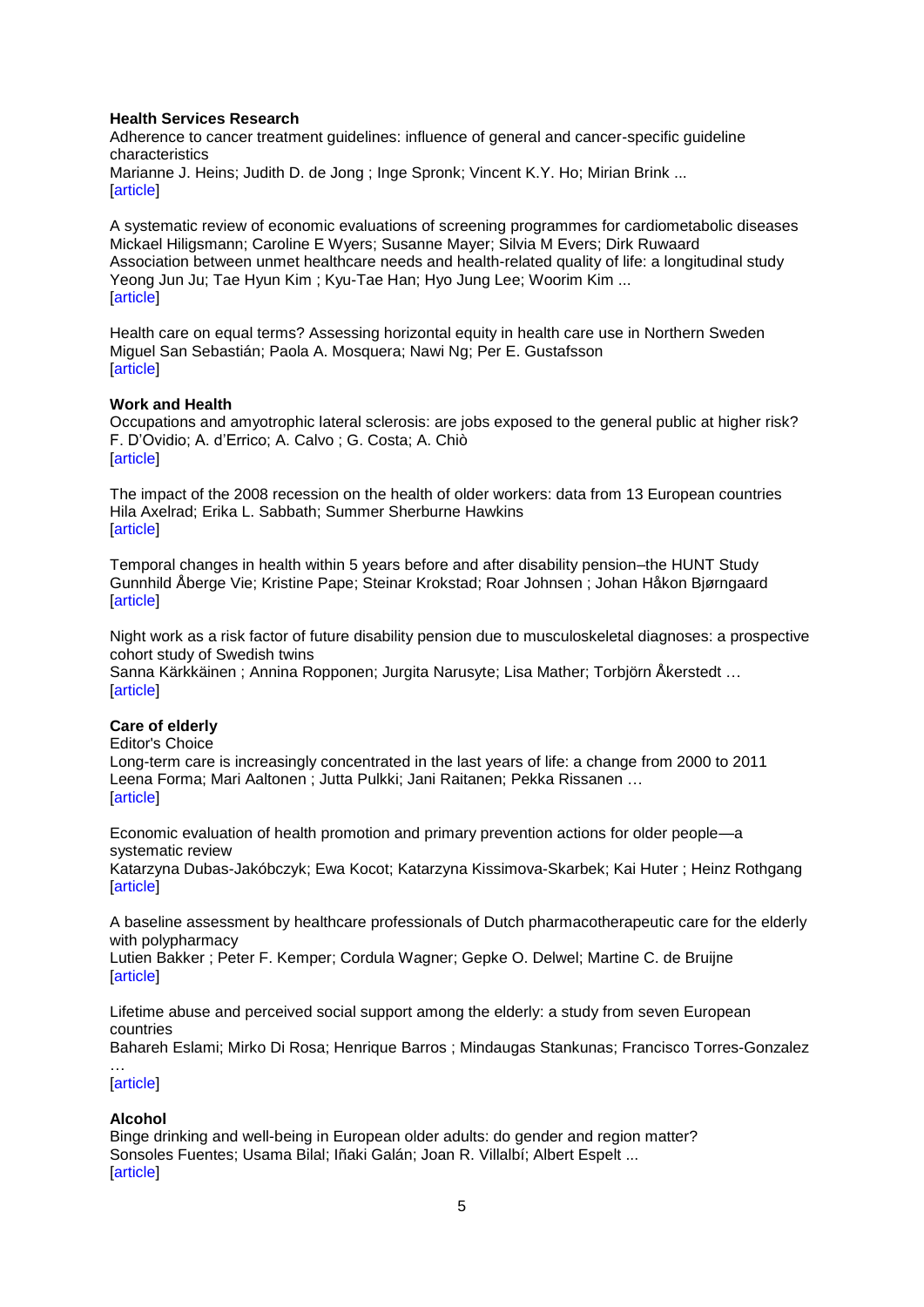**Health Services Research**

Adherence to cancer treatment guidelines: influence of general and cancer-specific guideline characteristics
Marianne J. Heins; Judith D. de Jong ; Inge Spronk; Vincent K.Y. Ho; Mirian Brink ...
[article]

A systematic review of economic evaluations of screening programmes for cardiometabolic diseases
Mickael Hiligsmann; Caroline E Wyers; Susanne Mayer; Silvia M Evers; Dirk Ruwaard
Association between unmet healthcare needs and health-related quality of life: a longitudinal study
Yeong Jun Ju; Tae Hyun Kim ; Kyu-Tae Han; Hyo Jung Lee; Woorim Kim ...
[article]

Health care on equal terms? Assessing horizontal equity in health care use in Northern Sweden
Miguel San Sebastián; Paola A. Mosquera; Nawi Ng; Per E. Gustafsson
[article]

**Work and Health**

Occupations and amyotrophic lateral sclerosis: are jobs exposed to the general public at higher risk?
F. D'Ovidio; A. d'Errico; A. Calvo ; G. Costa; A. Chiò
[article]

The impact of the 2008 recession on the health of older workers: data from 13 European countries
Hila Axelrad; Erika L. Sabbath; Summer Sherburne Hawkins
[article]

Temporal changes in health within 5 years before and after disability pension–the HUNT Study
Gunnhild Åberge Vie; Kristine Pape; Steinar Krokstad; Roar Johnsen ; Johan Håkon Bjørngaard
[article]

Night work as a risk factor of future disability pension due to musculoskeletal diagnoses: a prospective cohort study of Swedish twins
Sanna Kärkkäinen ; Annina Ropponen; Jurgita Narusyte; Lisa Mather; Torbjörn Åkerstedt …
[article]

**Care of elderly**

Editor's Choice
Long-term care is increasingly concentrated in the last years of life: a change from 2000 to 2011
Leena Forma; Mari Aaltonen ; Jutta Pulkki; Jani Raitanen; Pekka Rissanen …
[article]

Economic evaluation of health promotion and primary prevention actions for older people—a systematic review
Katarzyna Dubas-Jakóbczyk; Ewa Kocot; Katarzyna Kissimova-Skarbek; Kai Huter ; Heinz Rothgang
[article]

A baseline assessment by healthcare professionals of Dutch pharmacotherapeutic care for the elderly with polypharmacy
Lutien Bakker ; Peter F. Kemper; Cordula Wagner; Gepke O. Delwel; Martine C. de Bruijne
[article]

Lifetime abuse and perceived social support among the elderly: a study from seven European countries
Bahareh Eslami; Mirko Di Rosa; Henrique Barros ; Mindaugas Stankunas; Francisco Torres-Gonzalez …
[article]

**Alcohol**

Binge drinking and well-being in European older adults: do gender and region matter?
Sonsoles Fuentes; Usama Bilal; Iñaki Galán; Joan R. Villalbí; Albert Espelt ...
[article]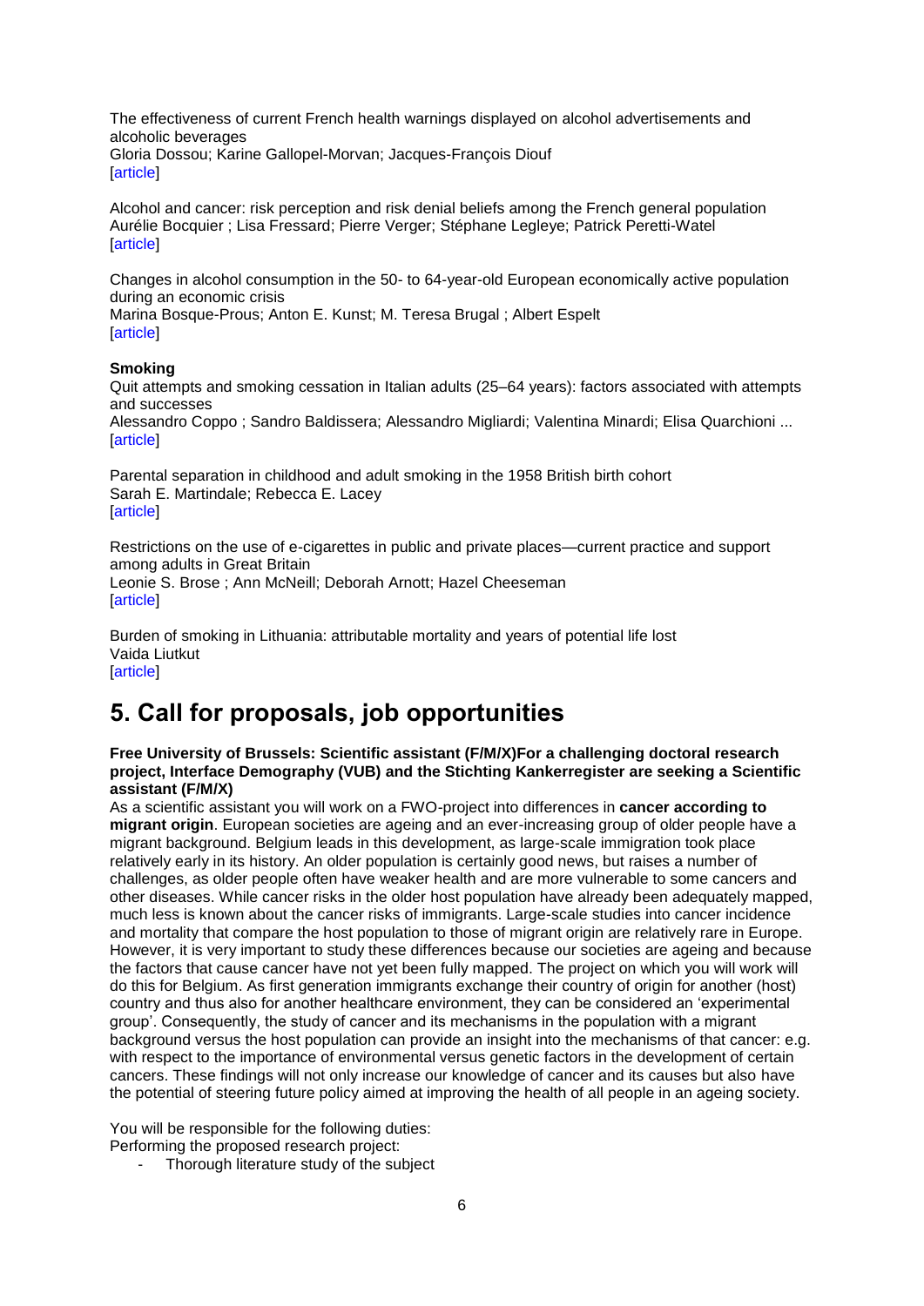The effectiveness of current French health warnings displayed on alcohol advertisements and alcoholic beverages
Gloria Dossou; Karine Gallopel-Morvan; Jacques-François Diouf
[article]

Alcohol and cancer: risk perception and risk denial beliefs among the French general population
Aurélie Bocquier ; Lisa Fressard; Pierre Verger; Stéphane Legleye; Patrick Peretti-Watel
[article]

Changes in alcohol consumption in the 50- to 64-year-old European economically active population during an economic crisis
Marina Bosque-Prous; Anton E. Kunst; M. Teresa Brugal ; Albert Espelt
[article]

**Smoking**

Quit attempts and smoking cessation in Italian adults (25–64 years): factors associated with attempts and successes
Alessandro Coppo ; Sandro Baldissera; Alessandro Migliardi; Valentina Minardi; Elisa Quarchioni ...
[article]

Parental separation in childhood and adult smoking in the 1958 British birth cohort
Sarah E. Martindale; Rebecca E. Lacey
[article]

Restrictions on the use of e-cigarettes in public and private places—current practice and support among adults in Great Britain
Leonie S. Brose ; Ann McNeill; Deborah Arnott; Hazel Cheeseman
[article]

Burden of smoking in Lithuania: attributable mortality and years of potential life lost
Vaida Liutkut
[article]

# 5. Call for proposals, job opportunities

**Free University of Brussels: Scientific assistant (F/M/X)For a challenging doctoral research project, Interface Demography (VUB) and the Stichting Kankerregister are seeking a Scientific assistant (F/M/X)**

As a scientific assistant you will work on a FWO-project into differences in **cancer according to migrant origin**. European societies are ageing and an ever-increasing group of older people have a migrant background. Belgium leads in this development, as large-scale immigration took place relatively early in its history. An older population is certainly good news, but raises a number of challenges, as older people often have weaker health and are more vulnerable to some cancers and other diseases. While cancer risks in the older host population have already been adequately mapped, much less is known about the cancer risks of immigrants. Large-scale studies into cancer incidence and mortality that compare the host population to those of migrant origin are relatively rare in Europe. However, it is very important to study these differences because our societies are ageing and because the factors that cause cancer have not yet been fully mapped. The project on which you will work will do this for Belgium. As first generation immigrants exchange their country of origin for another (host) country and thus also for another healthcare environment, they can be considered an 'experimental group'. Consequently, the study of cancer and its mechanisms in the population with a migrant background versus the host population can provide an insight into the mechanisms of that cancer: e.g. with respect to the importance of environmental versus genetic factors in the development of certain cancers. These findings will not only increase our knowledge of cancer and its causes but also have the potential of steering future policy aimed at improving the health of all people in an ageing society.

You will be responsible for the following duties:
Performing the proposed research project:

- Thorough literature study of the subject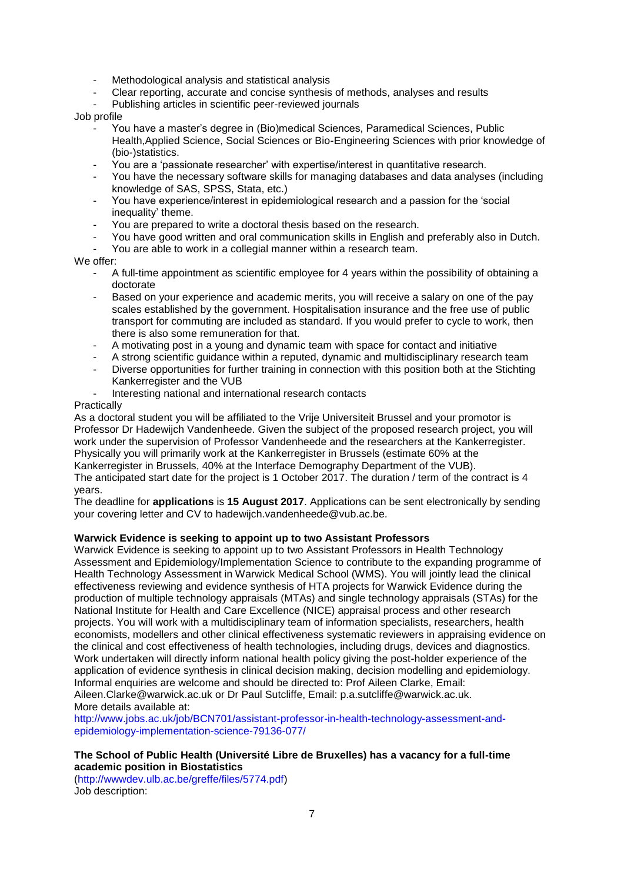- Methodological analysis and statistical analysis
- Clear reporting, accurate and concise synthesis of methods, analyses and results
- Publishing articles in scientific peer-reviewed journals

Job profile

- You have a master's degree in (Bio)medical Sciences, Paramedical Sciences, Public Health,Applied Science, Social Sciences or Bio-Engineering Sciences with prior knowledge of (bio-)statistics.
- You are a 'passionate researcher' with expertise/interest in quantitative research.
- You have the necessary software skills for managing databases and data analyses (including knowledge of SAS, SPSS, Stata, etc.)
- You have experience/interest in epidemiological research and a passion for the 'social inequality' theme.
- You are prepared to write a doctoral thesis based on the research.
- You have good written and oral communication skills in English and preferably also in Dutch.
- You are able to work in a collegial manner within a research team.

We offer:

- A full-time appointment as scientific employee for 4 years within the possibility of obtaining a doctorate
- Based on your experience and academic merits, you will receive a salary on one of the pay scales established by the government. Hospitalisation insurance and the free use of public transport for commuting are included as standard. If you would prefer to cycle to work, then there is also some remuneration for that.
- A motivating post in a young and dynamic team with space for contact and initiative
- A strong scientific guidance within a reputed, dynamic and multidisciplinary research team
- Diverse opportunities for further training in connection with this position both at the Stichting Kankerregister and the VUB
- Interesting national and international research contacts

Practically

As a doctoral student you will be affiliated to the Vrije Universiteit Brussel and your promotor is Professor Dr Hadewijch Vandenheede. Given the subject of the proposed research project, you will work under the supervision of Professor Vandenheede and the researchers at the Kankerregister. Physically you will primarily work at the Kankerregister in Brussels (estimate 60% at the Kankerregister in Brussels, 40% at the Interface Demography Department of the VUB).
The anticipated start date for the project is 1 October 2017. The duration / term of the contract is 4 years.
The deadline for **applications** is **15 August 2017**. Applications can be sent electronically by sending your covering letter and CV to hadewijch.vandenheede@vub.ac.be.

**Warwick Evidence is seeking to appoint up to two Assistant Professors**

Warwick Evidence is seeking to appoint up to two Assistant Professors in Health Technology Assessment and Epidemiology/Implementation Science to contribute to the expanding programme of Health Technology Assessment in Warwick Medical School (WMS). You will jointly lead the clinical effectiveness reviewing and evidence synthesis of HTA projects for Warwick Evidence during the production of multiple technology appraisals (MTAs) and single technology appraisals (STAs) for the National Institute for Health and Care Excellence (NICE) appraisal process and other research projects. You will work with a multidisciplinary team of information specialists, researchers, health economists, modellers and other clinical effectiveness systematic reviewers in appraising evidence on the clinical and cost effectiveness of health technologies, including drugs, devices and diagnostics. Work undertaken will directly inform national health policy giving the post-holder experience of the application of evidence synthesis in clinical decision making, decision modelling and epidemiology. Informal enquiries are welcome and should be directed to: Prof Aileen Clarke, Email: Aileen.Clarke@warwick.ac.uk or Dr Paul Sutcliffe, Email: p.a.sutcliffe@warwick.ac.uk.
More details available at:
http://www.jobs.ac.uk/job/BCN701/assistant-professor-in-health-technology-assessment-and-epidemiology-implementation-science-79136-077/

**The School of Public Health (Université Libre de Bruxelles) has a vacancy for a full-time academic position in Biostatistics**

(http://wwwdev.ulb.ac.be/greffe/files/5774.pdf)
Job description: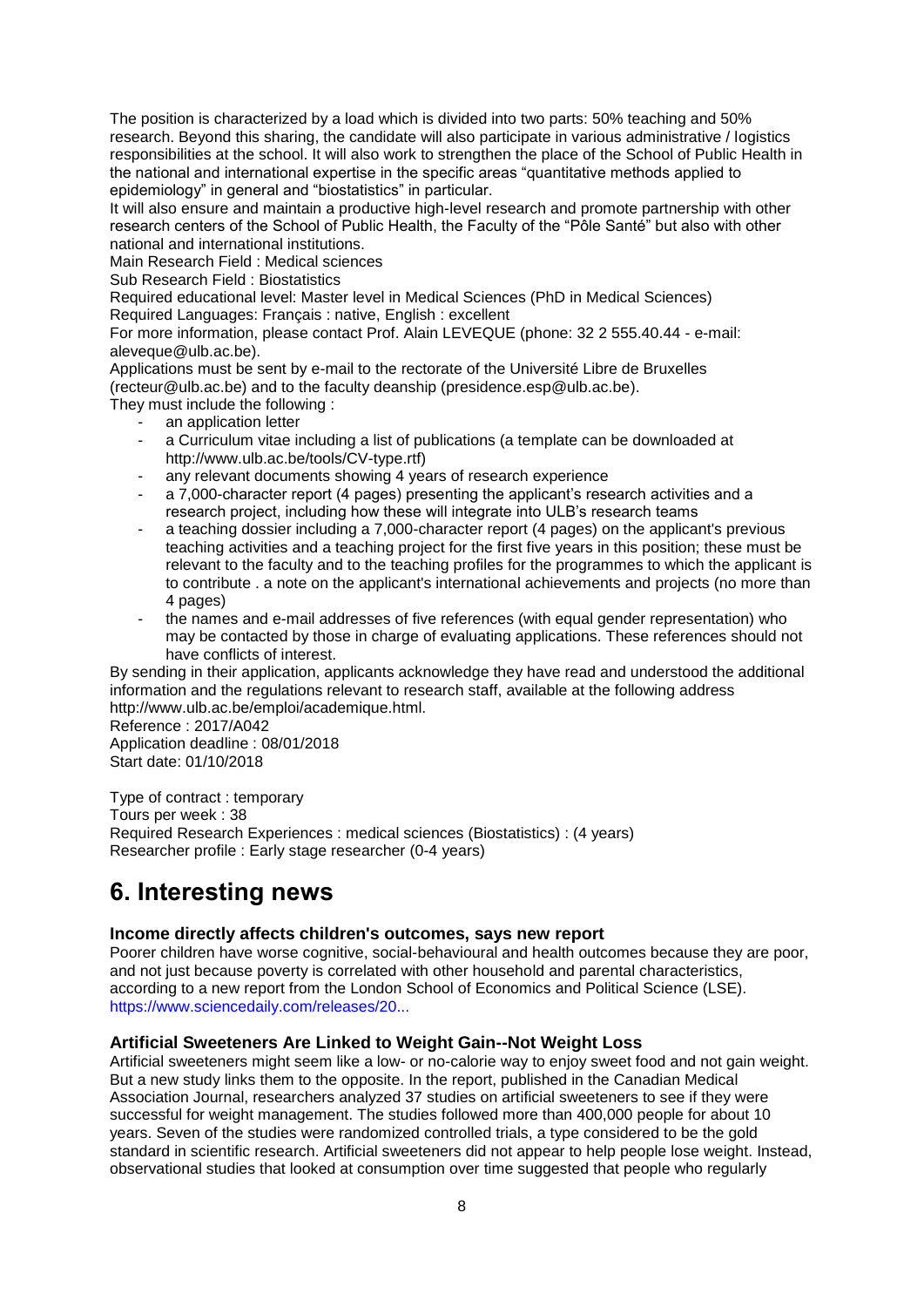The position is characterized by a load which is divided into two parts: 50% teaching and 50% research. Beyond this sharing, the candidate will also participate in various administrative / logistics responsibilities at the school. It will also work to strengthen the place of the School of Public Health in the national and international expertise in the specific areas “quantitative methods applied to epidemiology” in general and “biostatistics” in particular.
It will also ensure and maintain a productive high-level research and promote partnership with other research centers of the School of Public Health, the Faculty of the “Pôle Santé” but also with other national and international institutions.
Main Research Field : Medical sciences
Sub Research Field : Biostatistics
Required educational level: Master level in Medical Sciences (PhD in Medical Sciences)
Required Languages: Français : native, English : excellent
For more information, please contact Prof. Alain LEVEQUE (phone: 32 2 555.40.44 - e-mail: aleveque@ulb.ac.be).
Applications must be sent by e-mail to the rectorate of the Université Libre de Bruxelles (recteur@ulb.ac.be) and to the faculty deanship (presidence.esp@ulb.ac.be).
They must include the following :

- an application letter
- a Curriculum vitae including a list of publications (a template can be downloaded at http://www.ulb.ac.be/tools/CV-type.rtf)
- any relevant documents showing 4 years of research experience
- a 7,000-character report (4 pages) presenting the applicant’s research activities and a research project, including how these will integrate into ULB’s research teams
- a teaching dossier including a 7,000-character report (4 pages) on the applicant's previous teaching activities and a teaching project for the first five years in this position; these must be relevant to the faculty and to the teaching profiles for the programmes to which the applicant is to contribute . a note on the applicant's international achievements and projects (no more than 4 pages)
- the names and e-mail addresses of five references (with equal gender representation) who may be contacted by those in charge of evaluating applications. These references should not have conflicts of interest.

By sending in their application, applicants acknowledge they have read and understood the additional information and the regulations relevant to research staff, available at the following address http://www.ulb.ac.be/emploi/academique.html.
Reference : 2017/A042
Application deadline : 08/01/2018
Start date: 01/10/2018

Type of contract : temporary
Tours per week : 38
Required Research Experiences : medical sciences (Biostatistics) : (4 years)
Researcher profile : Early stage researcher (0-4 years)

# 6. Interesting news

### Income directly affects children's outcomes, says new report

Poorer children have worse cognitive, social-behavioural and health outcomes because they are poor, and not just because poverty is correlated with other household and parental characteristics, according to a new report from the London School of Economics and Political Science (LSE).
https://www.sciencedaily.com/releases/20...

### Artificial Sweeteners Are Linked to Weight Gain--Not Weight Loss

Artificial sweeteners might seem like a low- or no-calorie way to enjoy sweet food and not gain weight. But a new study links them to the opposite. In the report, published in the Canadian Medical Association Journal, researchers analyzed 37 studies on artificial sweeteners to see if they were successful for weight management. The studies followed more than 400,000 people for about 10 years. Seven of the studies were randomized controlled trials, a type considered to be the gold standard in scientific research. Artificial sweeteners did not appear to help people lose weight. Instead, observational studies that looked at consumption over time suggested that people who regularly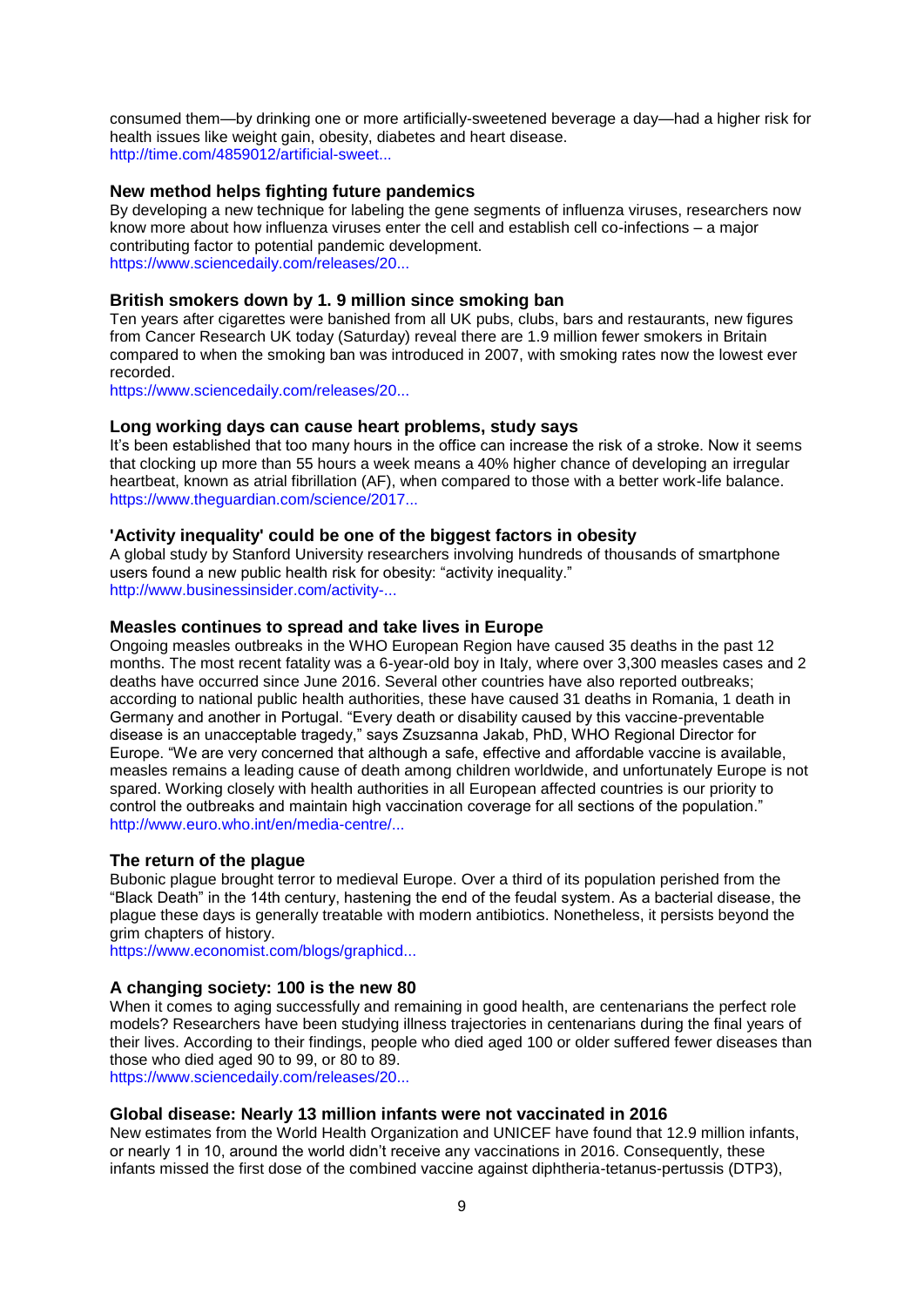consumed them—by drinking one or more artificially-sweetened beverage a day—had a higher risk for health issues like weight gain, obesity, diabetes and heart disease.
http://time.com/4859012/artificial-sweet...

### New method helps fighting future pandemics

By developing a new technique for labeling the gene segments of influenza viruses, researchers now know more about how influenza viruses enter the cell and establish cell co-infections – a major contributing factor to potential pandemic development.
https://www.sciencedaily.com/releases/20...

### British smokers down by 1. 9 million since smoking ban

Ten years after cigarettes were banished from all UK pubs, clubs, bars and restaurants, new figures from Cancer Research UK today (Saturday) reveal there are 1.9 million fewer smokers in Britain compared to when the smoking ban was introduced in 2007, with smoking rates now the lowest ever recorded.
https://www.sciencedaily.com/releases/20...

### Long working days can cause heart problems, study says

It's been established that too many hours in the office can increase the risk of a stroke. Now it seems that clocking up more than 55 hours a week means a 40% higher chance of developing an irregular heartbeat, known as atrial fibrillation (AF), when compared to those with a better work-life balance.
https://www.theguardian.com/science/2017...

### 'Activity inequality' could be one of the biggest factors in obesity

A global study by Stanford University researchers involving hundreds of thousands of smartphone users found a new public health risk for obesity: "activity inequality."
http://www.businessinsider.com/activity-...

### Measles continues to spread and take lives in Europe

Ongoing measles outbreaks in the WHO European Region have caused 35 deaths in the past 12 months. The most recent fatality was a 6-year-old boy in Italy, where over 3,300 measles cases and 2 deaths have occurred since June 2016. Several other countries have also reported outbreaks; according to national public health authorities, these have caused 31 deaths in Romania, 1 death in Germany and another in Portugal. "Every death or disability caused by this vaccine-preventable disease is an unacceptable tragedy," says Zsuzsanna Jakab, PhD, WHO Regional Director for Europe. "We are very concerned that although a safe, effective and affordable vaccine is available, measles remains a leading cause of death among children worldwide, and unfortunately Europe is not spared. Working closely with health authorities in all European affected countries is our priority to control the outbreaks and maintain high vaccination coverage for all sections of the population."
http://www.euro.who.int/en/media-centre/...

### The return of the plague

Bubonic plague brought terror to medieval Europe. Over a third of its population perished from the "Black Death" in the 14th century, hastening the end of the feudal system. As a bacterial disease, the plague these days is generally treatable with modern antibiotics. Nonetheless, it persists beyond the grim chapters of history.
https://www.economist.com/blogs/graphicd...

### A changing society: 100 is the new 80

When it comes to aging successfully and remaining in good health, are centenarians the perfect role models? Researchers have been studying illness trajectories in centenarians during the final years of their lives. According to their findings, people who died aged 100 or older suffered fewer diseases than those who died aged 90 to 99, or 80 to 89.
https://www.sciencedaily.com/releases/20...

### Global disease: Nearly 13 million infants were not vaccinated in 2016

New estimates from the World Health Organization and UNICEF have found that 12.9 million infants, or nearly 1 in 10, around the world didn't receive any vaccinations in 2016. Consequently, these infants missed the first dose of the combined vaccine against diphtheria-tetanus-pertussis (DTP3),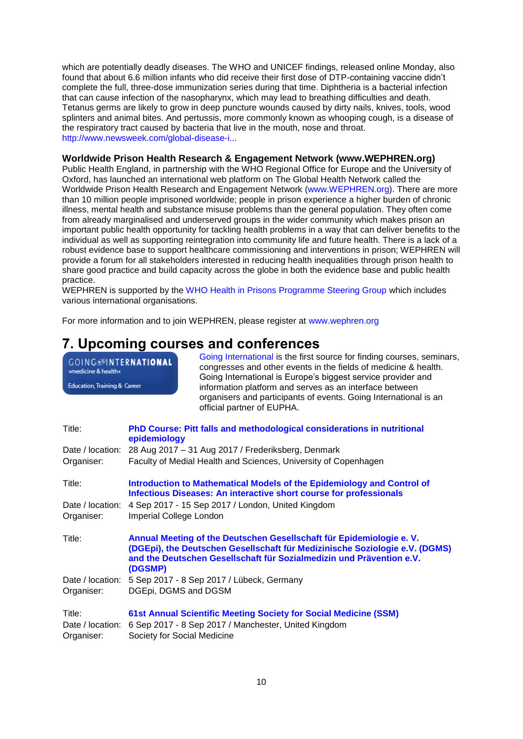which are potentially deadly diseases. The WHO and UNICEF findings, released online Monday, also found that about 6.6 million infants who did receive their first dose of DTP-containing vaccine didn't complete the full, three-dose immunization series during that time. Diphtheria is a bacterial infection that can cause infection of the nasopharynx, which may lead to breathing difficulties and death. Tetanus germs are likely to grow in deep puncture wounds caused by dirty nails, knives, tools, wood splinters and animal bites. And pertussis, more commonly known as whooping cough, is a disease of the respiratory tract caused by bacteria that live in the mouth, nose and throat.
http://www.newsweek.com/global-disease-i...

### Worldwide Prison Health Research & Engagement Network (www.WEPHREN.org)

Public Health England, in partnership with the WHO Regional Office for Europe and the University of Oxford, has launched an international web platform on The Global Health Network called the Worldwide Prison Health Research and Engagement Network (www.WEPHREN.org). There are more than 10 million people imprisoned worldwide; people in prison experience a higher burden of chronic illness, mental health and substance misuse problems than the general population. They often come from already marginalised and underserved groups in the wider community which makes prison an important public health opportunity for tackling health problems in a way that can deliver benefits to the individual as well as supporting reintegration into community life and future health. There is a lack of a robust evidence base to support healthcare commissioning and interventions in prison; WEPHREN will provide a forum for all stakeholders interested in reducing health inequalities through prison health to share good practice and build capacity across the globe in both the evidence base and public health practice.
WEPHREN is supported by the WHO Health in Prisons Programme Steering Group which includes various international organisations.

For more information and to join WEPHREN, please register at www.wephren.org

## 7. Upcoming courses and conferences

GOING INTERNATIONAL »medicine & health« Education, Training & Career

Going International is the first source for finding courses, seminars, congresses and other events in the fields of medicine & health. Going International is Europe's biggest service provider and information platform and serves as an interface between organisers and participants of events. Going International is an official partner of EUPHA.

Title: **PhD Course: Pitt falls and methodological considerations in nutritional epidemiology**
Date / location: 28 Aug 2017 – 31 Aug 2017 / Frederiksberg, Denmark
Organiser: Faculty of Medial Health and Sciences, University of Copenhagen

Title: **Introduction to Mathematical Models of the Epidemiology and Control of Infectious Diseases: An interactive short course for professionals**
Date / location: 4 Sep 2017 - 15 Sep 2017 / London, United Kingdom
Organiser: Imperial College London

Title: **Annual Meeting of the Deutschen Gesellschaft für Epidemiologie e. V. (DGEpi), the Deutschen Gesellschaft für Medizinische Soziologie e.V. (DGMS) and the Deutschen Gesellschaft für Sozialmedizin und Prävention e.V. (DGSMP)**
Date / location: 5 Sep 2017 - 8 Sep 2017 / Lübeck, Germany
Organiser: DGEpi, DGMS and DGSM

Title: **61st Annual Scientific Meeting Society for Social Medicine (SSM)**
Date / location: 6 Sep 2017 - 8 Sep 2017 / Manchester, United Kingdom
Organiser: Society for Social Medicine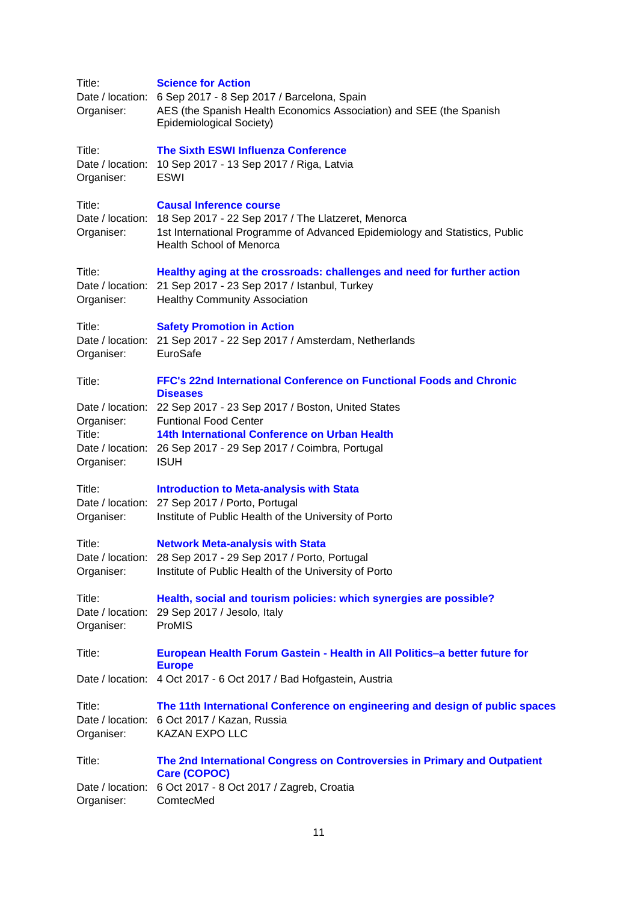Title: **Science for Action**
Date / location: 6 Sep 2017 - 8 Sep 2017 / Barcelona, Spain
Organiser: AES (the Spanish Health Economics Association) and SEE (the Spanish Epidemiological Society)

Title: **The Sixth ESWI Influenza Conference**
Date / location: 10 Sep 2017 - 13 Sep 2017 / Riga, Latvia
Organiser: ESWI

Title: **Causal Inference course**
Date / location: 18 Sep 2017 - 22 Sep 2017 / The Llatzeret, Menorca
Organiser: 1st International Programme of Advanced Epidemiology and Statistics, Public Health School of Menorca

Title: **Healthy aging at the crossroads: challenges and need for further action**
Date / location: 21 Sep 2017 - 23 Sep 2017 / Istanbul, Turkey
Organiser: Healthy Community Association

Title: **Safety Promotion in Action**
Date / location: 21 Sep 2017 - 22 Sep 2017 / Amsterdam, Netherlands
Organiser: EuroSafe

Title: **FFC's 22nd International Conference on Functional Foods and Chronic Diseases**
Date / location: 22 Sep 2017 - 23 Sep 2017 / Boston, United States
Organiser: Funtional Food Center

Title: **14th International Conference on Urban Health**
Date / location: 26 Sep 2017 - 29 Sep 2017 / Coimbra, Portugal
Organiser: ISUH

Title: **Introduction to Meta-analysis with Stata**
Date / location: 27 Sep 2017 / Porto, Portugal
Organiser: Institute of Public Health of the University of Porto

Title: **Network Meta-analysis with Stata**
Date / location: 28 Sep 2017 - 29 Sep 2017 / Porto, Portugal
Organiser: Institute of Public Health of the University of Porto

Title: **Health, social and tourism policies: which synergies are possible?**
Date / location: 29 Sep 2017 / Jesolo, Italy
Organiser: ProMIS

Title: **European Health Forum Gastein - Health in All Politics–a better future for Europe**
Date / location: 4 Oct 2017 - 6 Oct 2017 / Bad Hofgastein, Austria

Title: **The 11th International Conference on engineering and design of public spaces**
Date / location: 6 Oct 2017 / Kazan, Russia
Organiser: KAZAN EXPO LLC

Title: **The 2nd International Congress on Controversies in Primary and Outpatient Care (COPOC)**
Date / location: 6 Oct 2017 - 8 Oct 2017 / Zagreb, Croatia
Organiser: ComtecMed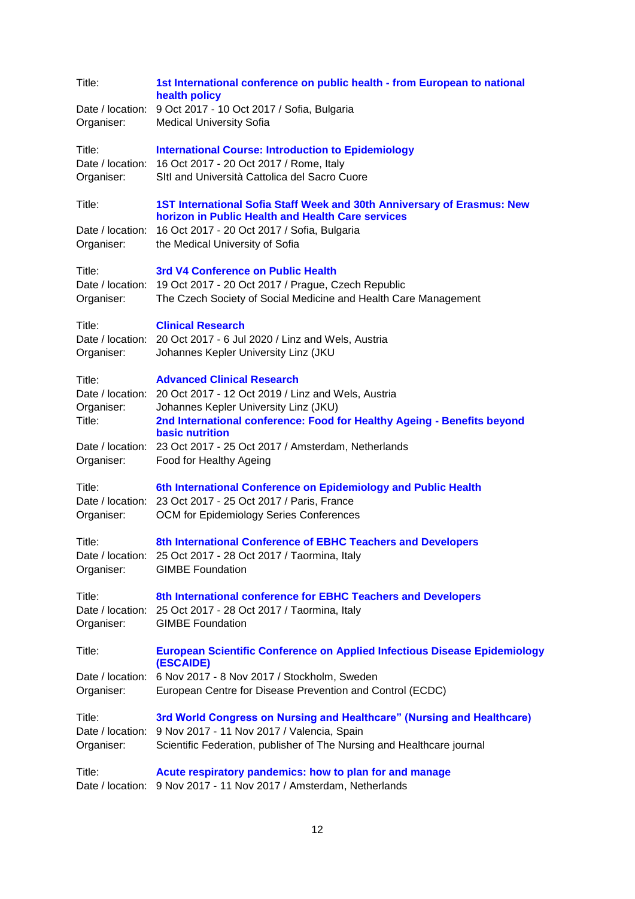Title: **1st International conference on public health - from European to national health policy**
Date / location: 9 Oct 2017 - 10 Oct 2017 / Sofia, Bulgaria
Organiser: Medical University Sofia

Title: **International Course: Introduction to Epidemiology**
Date / location: 16 Oct 2017 - 20 Oct 2017 / Rome, Italy
Organiser: SItI and Università Cattolica del Sacro Cuore

Title: **1ST International Sofia Staff Week and 30th Anniversary of Erasmus: New horizon in Public Health and Health Care services**
Date / location: 16 Oct 2017 - 20 Oct 2017 / Sofia, Bulgaria
Organiser: the Medical University of Sofia

Title: **3rd V4 Conference on Public Health**
Date / location: 19 Oct 2017 - 20 Oct 2017 / Prague, Czech Republic
Organiser: The Czech Society of Social Medicine and Health Care Management

Title: **Clinical Research**
Date / location: 20 Oct 2017 - 6 Jul 2020 / Linz and Wels, Austria
Organiser: Johannes Kepler University Linz (JKU

Title: **Advanced Clinical Research**
Date / location: 20 Oct 2017 - 12 Oct 2019 / Linz and Wels, Austria
Organiser: Johannes Kepler University Linz (JKU)
Title: **2nd International conference: Food for Healthy Ageing - Benefits beyond basic nutrition**
Date / location: 23 Oct 2017 - 25 Oct 2017 / Amsterdam, Netherlands
Organiser: Food for Healthy Ageing

Title: **6th International Conference on Epidemiology and Public Health**
Date / location: 23 Oct 2017 - 25 Oct 2017 / Paris, France
Organiser: OCM for Epidemiology Series Conferences

Title: **8th International Conference of EBHC Teachers and Developers**
Date / location: 25 Oct 2017 - 28 Oct 2017 / Taormina, Italy
Organiser: GIMBE Foundation

Title: **8th International conference for EBHC Teachers and Developers**
Date / location: 25 Oct 2017 - 28 Oct 2017 / Taormina, Italy
Organiser: GIMBE Foundation

Title: **European Scientific Conference on Applied Infectious Disease Epidemiology (ESCAIDE)**
Date / location: 6 Nov 2017 - 8 Nov 2017 / Stockholm, Sweden
Organiser: European Centre for Disease Prevention and Control (ECDC)

Title: **3rd World Congress on Nursing and Healthcare" (Nursing and Healthcare)**
Date / location: 9 Nov 2017 - 11 Nov 2017 / Valencia, Spain
Organiser: Scientific Federation, publisher of The Nursing and Healthcare journal

Title: **Acute respiratory pandemics: how to plan for and manage**
Date / location: 9 Nov 2017 - 11 Nov 2017 / Amsterdam, Netherlands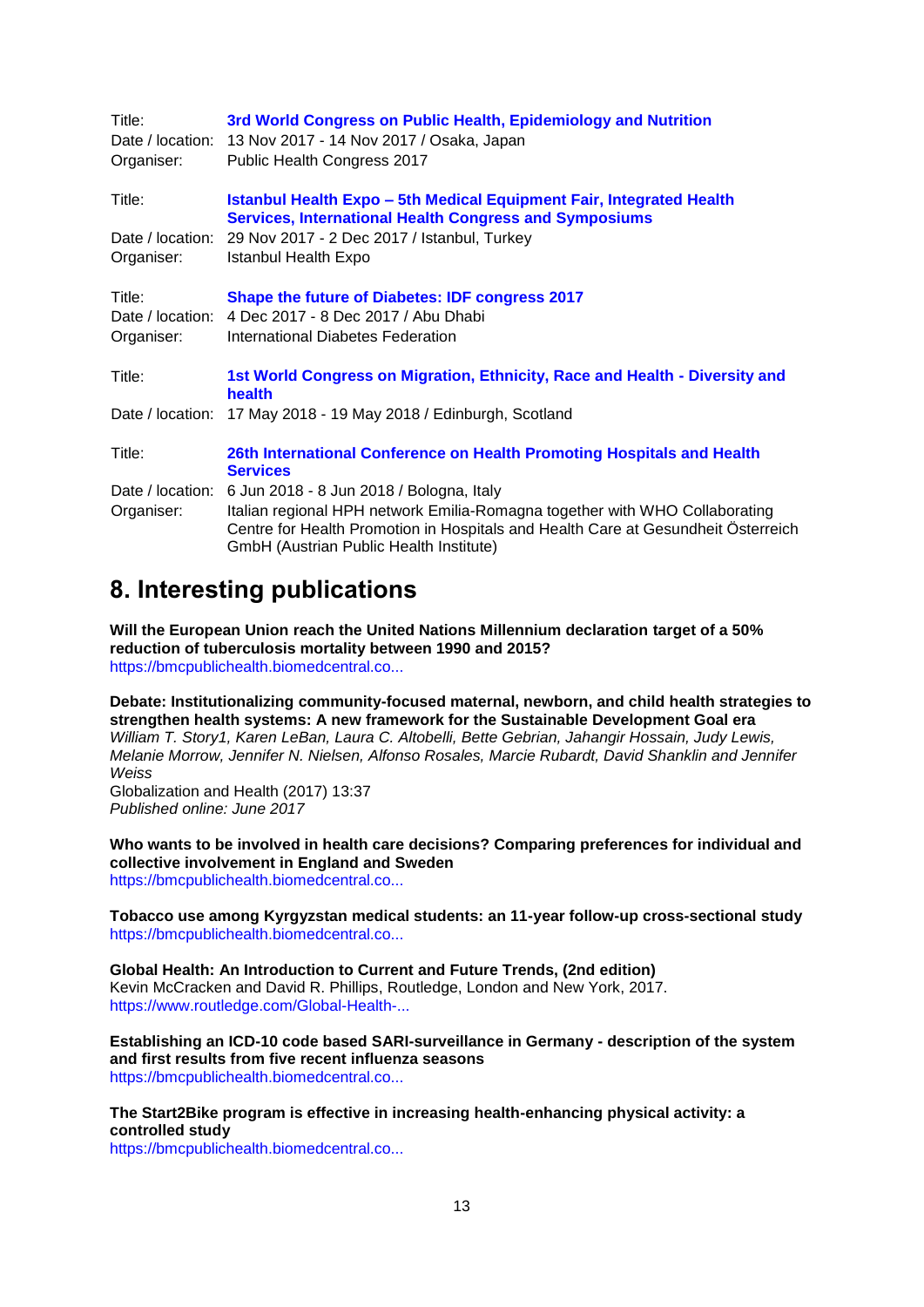Title: **3rd World Congress on Public Health, Epidemiology and Nutrition**
Date / location: 13 Nov 2017 - 14 Nov 2017 / Osaka, Japan
Organiser: Public Health Congress 2017

Title: **Istanbul Health Expo – 5th Medical Equipment Fair, Integrated Health Services, International Health Congress and Symposiums**
Date / location: 29 Nov 2017 - 2 Dec 2017 / Istanbul, Turkey
Organiser: Istanbul Health Expo

Title: **Shape the future of Diabetes: IDF congress 2017**
Date / location: 4 Dec 2017 - 8 Dec 2017 / Abu Dhabi
Organiser: International Diabetes Federation

Title: **1st World Congress on Migration, Ethnicity, Race and Health - Diversity and health**
Date / location: 17 May 2018 - 19 May 2018 / Edinburgh, Scotland

Title: **26th International Conference on Health Promoting Hospitals and Health Services**
Date / location: 6 Jun 2018 - 8 Jun 2018 / Bologna, Italy
Organiser: Italian regional HPH network Emilia-Romagna together with WHO Collaborating Centre for Health Promotion in Hospitals and Health Care at Gesundheit Österreich GmbH (Austrian Public Health Institute)

## 8. Interesting publications

**Will the European Union reach the United Nations Millennium declaration target of a 50% reduction of tuberculosis mortality between 1990 and 2015?**
https://bmcpublichealth.biomedcentral.co...

**Debate: Institutionalizing community-focused maternal, newborn, and child health strategies to strengthen health systems: A new framework for the Sustainable Development Goal era**
*William T. Story1, Karen LeBan, Laura C. Altobelli, Bette Gebrian, Jahangir Hossain, Judy Lewis, Melanie Morrow, Jennifer N. Nielsen, Alfonso Rosales, Marcie Rubardt, David Shanklin and Jennifer Weiss*
Globalization and Health (2017) 13:37
*Published online: June 2017*

**Who wants to be involved in health care decisions? Comparing preferences for individual and collective involvement in England and Sweden**
https://bmcpublichealth.biomedcentral.co...

**Tobacco use among Kyrgyzstan medical students: an 11-year follow-up cross-sectional study**
https://bmcpublichealth.biomedcentral.co...

**Global Health: An Introduction to Current and Future Trends, (2nd edition)**
Kevin McCracken and David R. Phillips, Routledge, London and New York, 2017.
https://www.routledge.com/Global-Health-...

**Establishing an ICD-10 code based SARI-surveillance in Germany - description of the system and first results from five recent influenza seasons**
https://bmcpublichealth.biomedcentral.co...

**The Start2Bike program is effective in increasing health-enhancing physical activity: a controlled study**
https://bmcpublichealth.biomedcentral.co...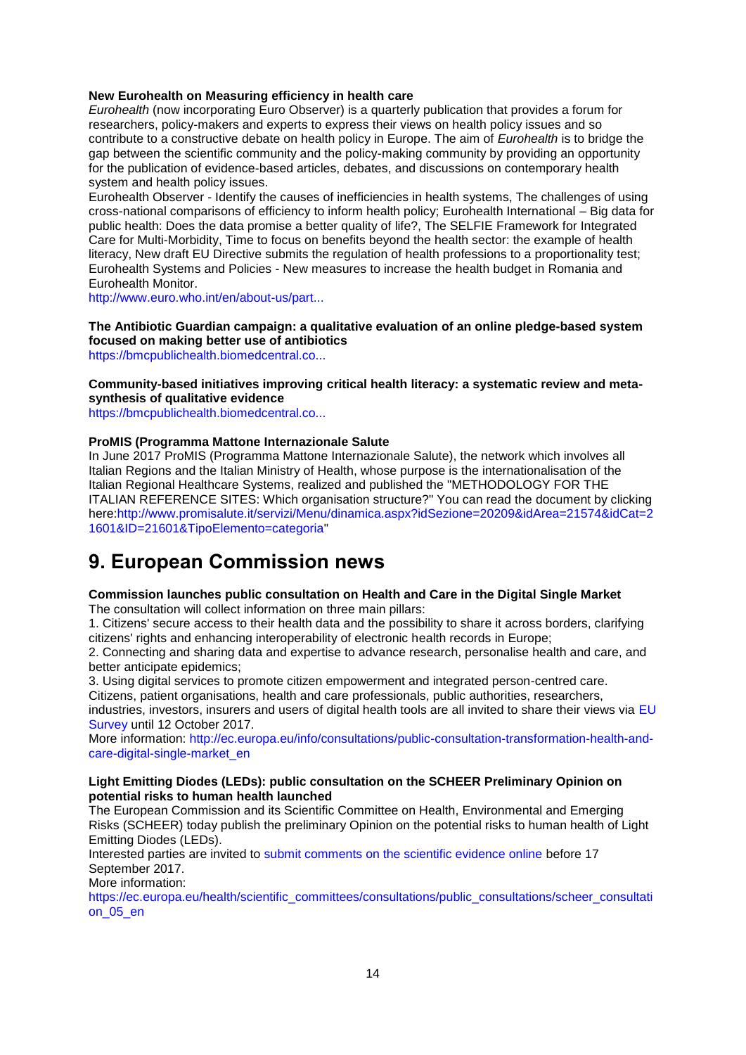**New Eurohealth on Measuring efficiency in health care**

*Eurohealth* (now incorporating Euro Observer) is a quarterly publication that provides a forum for researchers, policy-makers and experts to express their views on health policy issues and so contribute to a constructive debate on health policy in Europe. The aim of *Eurohealth* is to bridge the gap between the scientific community and the policy-making community by providing an opportunity for the publication of evidence-based articles, debates, and discussions on contemporary health system and health policy issues.

Eurohealth Observer - Identify the causes of inefficiencies in health systems, The challenges of using cross-national comparisons of efficiency to inform health policy; Eurohealth International – Big data for public health: Does the data promise a better quality of life?, The SELFIE Framework for Integrated Care for Multi-Morbidity, Time to focus on benefits beyond the health sector: the example of health literacy, New draft EU Directive submits the regulation of health professions to a proportionality test; Eurohealth Systems and Policies - New measures to increase the health budget in Romania and Eurohealth Monitor.

http://www.euro.who.int/en/about-us/part...

**The Antibiotic Guardian campaign: a qualitative evaluation of an online pledge-based system focused on making better use of antibiotics**

https://bmcpublichealth.biomedcentral.co...

**Community-based initiatives improving critical health literacy: a systematic review and meta-synthesis of qualitative evidence**

https://bmcpublichealth.biomedcentral.co...

**ProMIS (Programma Mattone Internazionale Salute**

In June 2017 ProMIS (Programma Mattone Internazionale Salute), the network which involves all Italian Regions and the Italian Ministry of Health, whose purpose is the internationalisation of the Italian Regional Healthcare Systems, realized and published the "METHODOLOGY FOR THE ITALIAN REFERENCE SITES: Which organisation structure?" You can read the document by clicking here:http://www.promisalute.it/servizi/Menu/dinamica.aspx?idSezione=20209&idArea=21574&idCat=21601&ID=21601&TipoElemento=categoria"

# 9. European Commission news

**Commission launches public consultation on Health and Care in the Digital Single Market**

The consultation will collect information on three main pillars:

1. Citizens' secure access to their health data and the possibility to share it across borders, clarifying citizens' rights and enhancing interoperability of electronic health records in Europe;
2. Connecting and sharing data and expertise to advance research, personalise health and care, and better anticipate epidemics;
3. Using digital services to promote citizen empowerment and integrated person-centred care.

Citizens, patient organisations, health and care professionals, public authorities, researchers, industries, investors, insurers and users of digital health tools are all invited to share their views via EU Survey until 12 October 2017.

More information: http://ec.europa.eu/info/consultations/public-consultation-transformation-health-and-care-digital-single-market_en

**Light Emitting Diodes (LEDs): public consultation on the SCHEER Preliminary Opinion on potential risks to human health launched**

The European Commission and its Scientific Committee on Health, Environmental and Emerging Risks (SCHEER) today publish the preliminary Opinion on the potential risks to human health of Light Emitting Diodes (LEDs).

Interested parties are invited to submit comments on the scientific evidence online before 17 September 2017.

More information:
https://ec.europa.eu/health/scientific_committees/consultations/public_consultations/scheer_consultation_05_en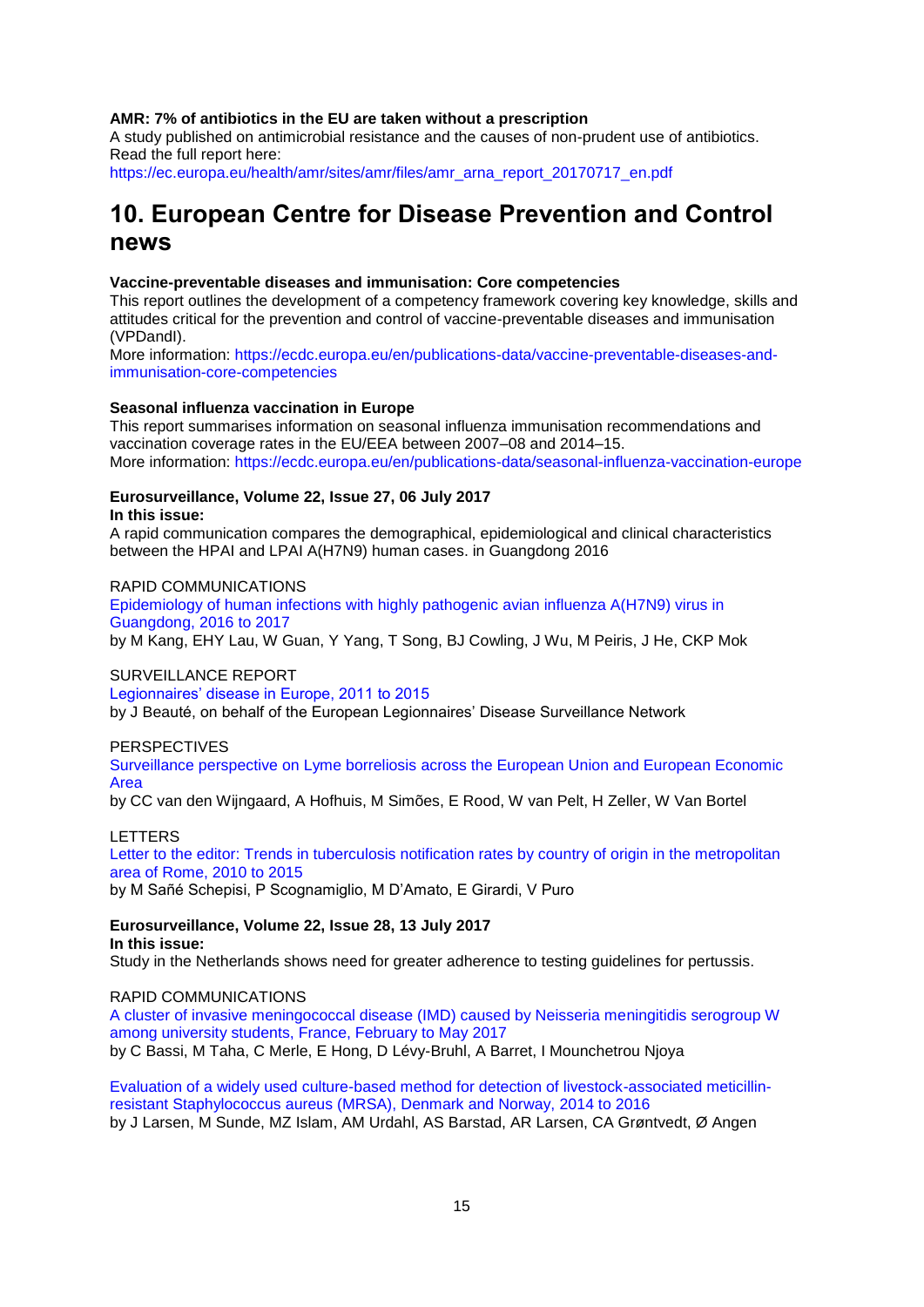**AMR: 7% of antibiotics in the EU are taken without a prescription**
A study published on antimicrobial resistance and the causes of non-prudent use of antibiotics. Read the full report here:
https://ec.europa.eu/health/amr/sites/amr/files/amr_arna_report_20170717_en.pdf

# 10. European Centre for Disease Prevention and Control news

**Vaccine-preventable diseases and immunisation: Core competencies**
This report outlines the development of a competency framework covering key knowledge, skills and attitudes critical for the prevention and control of vaccine-preventable diseases and immunisation (VPDandI).
More information: https://ecdc.europa.eu/en/publications-data/vaccine-preventable-diseases-and-immunisation-core-competencies

**Seasonal influenza vaccination in Europe**
This report summarises information on seasonal influenza immunisation recommendations and vaccination coverage rates in the EU/EEA between 2007–08 and 2014–15.
More information: https://ecdc.europa.eu/en/publications-data/seasonal-influenza-vaccination-europe

**Eurosurveillance, Volume 22, Issue 27, 06 July 2017**
**In this issue:**
A rapid communication compares the demographical, epidemiological and clinical characteristics between the HPAI and LPAI A(H7N9) human cases. in Guangdong 2016

RAPID COMMUNICATIONS
Epidemiology of human infections with highly pathogenic avian influenza A(H7N9) virus in Guangdong, 2016 to 2017
by M Kang, EHY Lau, W Guan, Y Yang, T Song, BJ Cowling, J Wu, M Peiris, J He, CKP Mok

SURVEILLANCE REPORT
Legionnaires' disease in Europe, 2011 to 2015
by J Beauté, on behalf of the European Legionnaires' Disease Surveillance Network

PERSPECTIVES
Surveillance perspective on Lyme borreliosis across the European Union and European Economic Area
by CC van den Wijngaard, A Hofhuis, M Simões, E Rood, W van Pelt, H Zeller, W Van Bortel

LETTERS
Letter to the editor: Trends in tuberculosis notification rates by country of origin in the metropolitan area of Rome, 2010 to 2015
by M Sañé Schepisi, P Scognamiglio, M D'Amato, E Girardi, V Puro

**Eurosurveillance, Volume 22, Issue 28, 13 July 2017**
**In this issue:**
Study in the Netherlands shows need for greater adherence to testing guidelines for pertussis.

RAPID COMMUNICATIONS
A cluster of invasive meningococcal disease (IMD) caused by Neisseria meningitidis serogroup W among university students, France, February to May 2017
by C Bassi, M Taha, C Merle, E Hong, D Lévy-Bruhl, A Barret, I Mounchetrou Njoya

Evaluation of a widely used culture-based method for detection of livestock-associated meticillin-resistant Staphylococcus aureus (MRSA), Denmark and Norway, 2014 to 2016
by J Larsen, M Sunde, MZ Islam, AM Urdahl, AS Barstad, AR Larsen, CA Grøntvedt, Ø Angen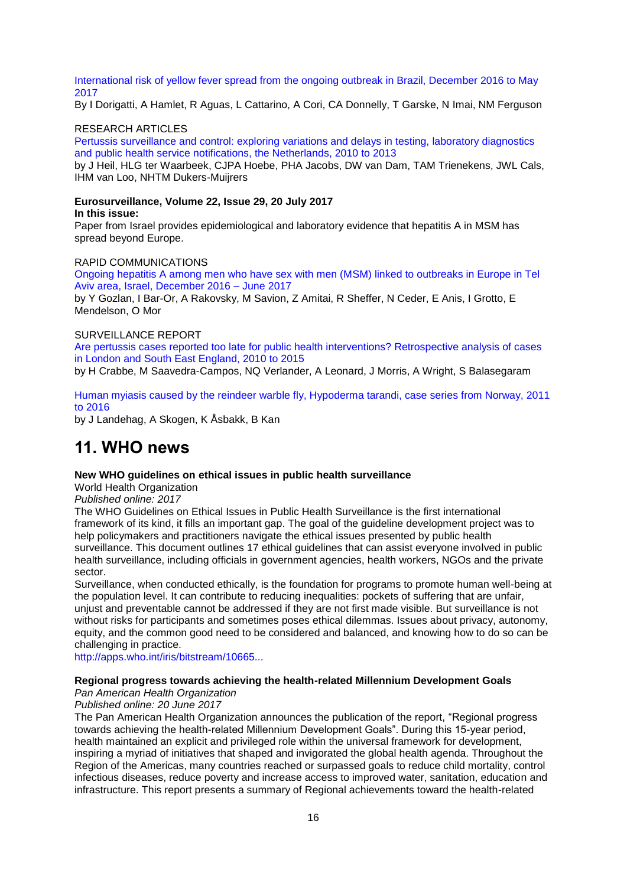[International risk of yellow fever spread from the ongoing outbreak in Brazil, December 2016 to May 2017]

By I Dorigatti, A Hamlet, R Aguas, L Cattarino, A Cori, CA Donnelly, T Garske, N Imai, NM Ferguson

RESEARCH ARTICLES

[Pertussis surveillance and control: exploring variations and delays in testing, laboratory diagnostics and public health service notifications, the Netherlands, 2010 to 2013]

by J Heil, HLG ter Waarbeek, CJPA Hoebe, PHA Jacobs, DW van Dam, TAM Trienekens, JWL Cals, IHM van Loo, NHTM Dukers-Muijrers

**Eurosurveillance, Volume 22, Issue 29, 20 July 2017**

**In this issue:**

Paper from Israel provides epidemiological and laboratory evidence that hepatitis A in MSM has spread beyond Europe.

RAPID COMMUNICATIONS

[Ongoing hepatitis A among men who have sex with men (MSM) linked to outbreaks in Europe in Tel Aviv area, Israel, December 2016 – June 2017]

by Y Gozlan, I Bar-Or, A Rakovsky, M Savion, Z Amitai, R Sheffer, N Ceder, E Anis, I Grotto, E Mendelson, O Mor

SURVEILLANCE REPORT

[Are pertussis cases reported too late for public health interventions? Retrospective analysis of cases in London and South East England, 2010 to 2015]

by H Crabbe, M Saavedra-Campos, NQ Verlander, A Leonard, J Morris, A Wright, S Balasegaram

[Human myiasis caused by the reindeer warble fly, Hypoderma tarandi, case series from Norway, 2011 to 2016]

by J Landehag, A Skogen, K Åsbakk, B Kan

# 11. WHO news

**New WHO guidelines on ethical issues in public health surveillance**

World Health Organization

*Published online: 2017*

The WHO Guidelines on Ethical Issues in Public Health Surveillance is the first international framework of its kind, it fills an important gap. The goal of the guideline development project was to help policymakers and practitioners navigate the ethical issues presented by public health surveillance. This document outlines 17 ethical guidelines that can assist everyone involved in public health surveillance, including officials in government agencies, health workers, NGOs and the private sector.

Surveillance, when conducted ethically, is the foundation for programs to promote human well-being at the population level. It can contribute to reducing inequalities: pockets of suffering that are unfair, unjust and preventable cannot be addressed if they are not first made visible. But surveillance is not without risks for participants and sometimes poses ethical dilemmas. Issues about privacy, autonomy, equity, and the common good need to be considered and balanced, and knowing how to do so can be challenging in practice.

http://apps.who.int/iris/bitstream/10665...

**Regional progress towards achieving the health-related Millennium Development Goals**

*Pan American Health Organization*

*Published online: 20 June 2017*

The Pan American Health Organization announces the publication of the report, "Regional progress towards achieving the health-related Millennium Development Goals". During this 15-year period, health maintained an explicit and privileged role within the universal framework for development, inspiring a myriad of initiatives that shaped and invigorated the global health agenda. Throughout the Region of the Americas, many countries reached or surpassed goals to reduce child mortality, control infectious diseases, reduce poverty and increase access to improved water, sanitation, education and infrastructure. This report presents a summary of Regional achievements toward the health-related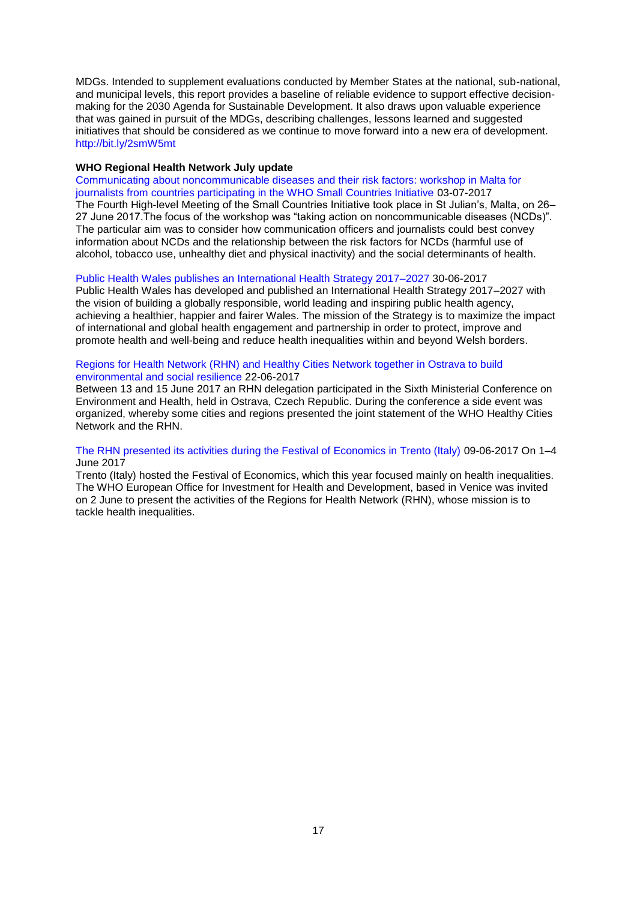MDGs. Intended to supplement evaluations conducted by Member States at the national, sub-national, and municipal levels, this report provides a baseline of reliable evidence to support effective decision-making for the 2030 Agenda for Sustainable Development. It also draws upon valuable experience that was gained in pursuit of the MDGs, describing challenges, lessons learned and suggested initiatives that should be considered as we continue to move forward into a new era of development. http://bit.ly/2smW5mt

**WHO Regional Health Network July update**

Communicating about noncommunicable diseases and their risk factors: workshop in Malta for journalists from countries participating in the WHO Small Countries Initiative 03-07-2017
The Fourth High-level Meeting of the Small Countries Initiative took place in St Julian's, Malta, on 26–27 June 2017.The focus of the workshop was "taking action on noncommunicable diseases (NCDs)". The particular aim was to consider how communication officers and journalists could best convey information about NCDs and the relationship between the risk factors for NCDs (harmful use of alcohol, tobacco use, unhealthy diet and physical inactivity) and the social determinants of health.

Public Health Wales publishes an International Health Strategy 2017–2027 30-06-2017
Public Health Wales has developed and published an International Health Strategy 2017–2027 with the vision of building a globally responsible, world leading and inspiring public health agency, achieving a healthier, happier and fairer Wales. The mission of the Strategy is to maximize the impact of international and global health engagement and partnership in order to protect, improve and promote health and well-being and reduce health inequalities within and beyond Welsh borders.

Regions for Health Network (RHN) and Healthy Cities Network together in Ostrava to build environmental and social resilience 22-06-2017
Between 13 and 15 June 2017 an RHN delegation participated in the Sixth Ministerial Conference on Environment and Health, held in Ostrava, Czech Republic. During the conference a side event was organized, whereby some cities and regions presented the joint statement of the WHO Healthy Cities Network and the RHN.

The RHN presented its activities during the Festival of Economics in Trento (Italy) 09-06-2017 On 1–4 June 2017
Trento (Italy) hosted the Festival of Economics, which this year focused mainly on health inequalities. The WHO European Office for Investment for Health and Development, based in Venice was invited on 2 June to present the activities of the Regions for Health Network (RHN), whose mission is to tackle health inequalities.